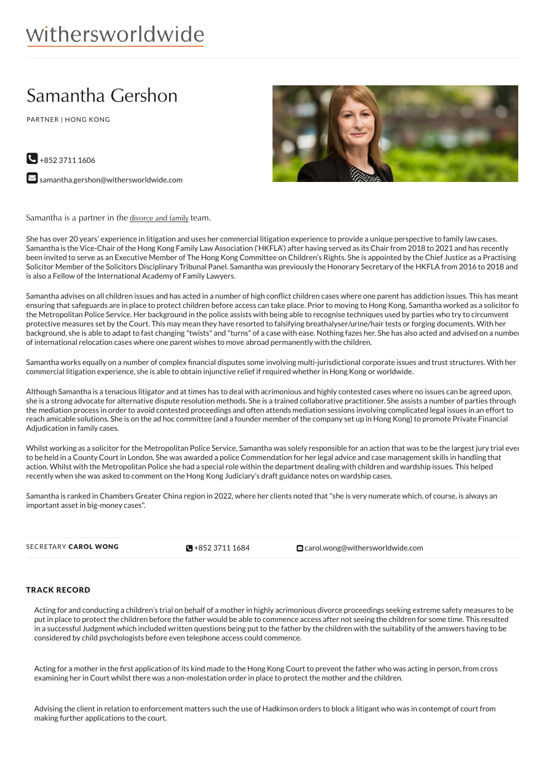withersworldwide

# Samantha Gershon

PARTNER | HONG KONG

+852 3711 1606

samantha.gershon@withersworldwide.com

Samantha is a partner in the divorce and family team.

She has over 20 years' experience in litigation and uses her commercial litigation experience to provide a unique perspective to family law cases. Samantha is the Vice-Chair of the Hong Kong Family Law Association ('HKFLA') after having served as its Chair from 2018 to 2021 and has recently been invited to serve as an Executive Member of The Hong Kong Committee on Children's Rights. She is appointed by the Chief Justice as a Practising Solicitor Member of the Solicitors Disciplinary Tribunal Panel. Samantha was previously the Honorary Secretary of the HKFLA from 2016 to 2018 and is also a Fellow of the International Academy of Family Lawyers.

Samantha advises on all children issues and has acted in a number of high conflict children cases where one parent has addiction issues. This has meant ensuring that safeguards are in place to protect children before access can take place. Prior to moving to Hong Kong, Samantha worked as a solicitor for the Metropolitan Police Service. Her background in the police assists with being able to recognise techniques used by parties who try to circumvent protective measures set by the Court. This may mean they have resorted to falsifying breathalyser/urine/hair tests or forging documents. With her background, she is able to adapt to fast changing "twists" and "turns" of a case with ease. Nothing fazes her. She has also acted and advised on a number of international relocation cases where one parent wishes to move abroad permanently with the children.

Samantha works equally on a number of complex financial disputes some involving multi-jurisdictional corporate issues and trust structures. With her commercial litigation experience, she is able to obtain injunctive relief if required whether in Hong Kong or worldwide.

Although Samantha is a tenacious litigator and at times has to deal with acrimonious and highly contested cases where no issues can be agreed upon, she is a strong advocate for alternative dispute resolution methods. She is a trained collaborative practitioner. She assists a number of parties through the mediation process in order to avoid contested proceedings and often attends mediation sessions involving complicated legal issues in an effort to reach amicable solutions. She is on the ad hoc committee (and a founder member of the company set up in Hong Kong) to promote Private Financial Adjudication in family cases.

Whilst working as a solicitor for the Metropolitan Police Service, Samantha was solely responsible for an action that was to be the largest jury trial ever to be held in a County Court in London. She was awarded a police Commendation for her legal advice and case management skills in handling that action. Whilst with the Metropolitan Police she had a special role within the department dealing with children and wardship issues. This helped recently when she was asked to comment on the Hong Kong Judiciary's draft guidance notes on wardship cases.

Samantha is ranked in Chambers Greater China region in 2022, where her clients noted that "she is very numerate which, of course, is always an important asset in big-money cases".

| SECRETARY **CAROL WONG** | +852 3711 1684 | carol.wong@withersworldwide.com |
|---|---|---|

## TRACK RECORD

Acting for and conducting a children's trial on behalf of a mother in highly acrimonious divorce proceedings seeking extreme safety measures to be put in place to protect the children before the father would be able to commence access after not seeing the children for some time. This resulted in a successful Judgment which included written questions being put to the father by the children with the suitability of the answers having to be considered by child psychologists before even telephone access could commence.

Acting for a mother in the first application of its kind made to the Hong Kong Court to prevent the father who was acting in person, from cross examining her in Court whilst there was a non-molestation order in place to protect the mother and the children.

Advising the client in relation to enforcement matters such the use of Hadkinson orders to block a litigant who was in contempt of court from making further applications to the court.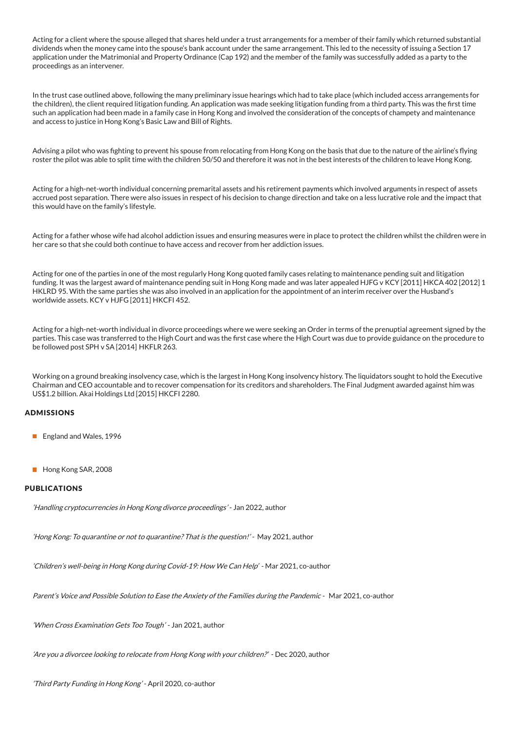Acting for a client where the spouse alleged that shares held under a trust arrangements for a member of their family which returned substantial dividends when the money came into the spouse's bank account under the same arrangement. This led to the necessity of issuing a Section 17 application under the Matrimonial and Property Ordinance (Cap 192) and the member of the family was successfully added as a party to the proceedings as an intervener.

In the trust case outlined above, following the many preliminary issue hearings which had to take place (which included access arrangements for the children), the client required litigation funding. An application was made seeking litigation funding from a third party. This was the first time such an application had been made in a family case in Hong Kong and involved the consideration of the concepts of champety and maintenance and access to justice in Hong Kong's Basic Law and Bill of Rights.

Advising a pilot who was fighting to prevent his spouse from relocating from Hong Kong on the basis that due to the nature of the airline's flying roster the pilot was able to split time with the children 50/50 and therefore it was not in the best interests of the children to leave Hong Kong.

Acting for a high-net-worth individual concerning premarital assets and his retirement payments which involved arguments in respect of assets accrued post separation. There were also issues in respect of his decision to change direction and take on a less lucrative role and the impact that this would have on the family's lifestyle.

Acting for a father whose wife had alcohol addiction issues and ensuring measures were in place to protect the children whilst the children were in her care so that she could both continue to have access and recover from her addiction issues.

Acting for one of the parties in one of the most regularly Hong Kong quoted family cases relating to maintenance pending suit and litigation funding. It was the largest award of maintenance pending suit in Hong Kong made and was later appealed HJFG v KCY [2011] HKCA 402 [2012] 1 HKLRD 95. With the same parties she was also involved in an application for the appointment of an interim receiver over the Husband's worldwide assets. KCY v HJFG [2011] HKCFI 452.

Acting for a high-net-worth individual in divorce proceedings where we were seeking an Order in terms of the prenuptial agreement signed by the parties. This case was transferred to the High Court and was the first case where the High Court was due to provide guidance on the procedure to be followed post SPH v SA [2014] HKFLR 263.

Working on a ground breaking insolvency case, which is the largest in Hong Kong insolvency history. The liquidators sought to hold the Executive Chairman and CEO accountable and to recover compensation for its creditors and shareholders. The Final Judgment awarded against him was US$1.2 billion. Akai Holdings Ltd [2015] HKCFI 2280.

## ADMISSIONS

- England and Wales, 1996
- Hong Kong SAR, 2008

## PUBLICATIONS

*'Handling cryptocurrencies in Hong Kong divorce proceedings'* - Jan 2022, author

*'Hong Kong: To quarantine or not to quarantine? That is the question!'* - May 2021, author

*'Children's well-being in Hong Kong during Covid-19: How We Can Help'* - Mar 2021, co-author

*Parent's Voice and Possible Solution to Ease the Anxiety of the Families during the Pandemic* - Mar 2021, co-author

*'When Cross Examination Gets Too Tough'* - Jan 2021, author

*'Are you a divorcee looking to relocate from Hong Kong with your children?'* - Dec 2020, author

*'Third Party Funding in Hong Kong'* - April 2020, co-author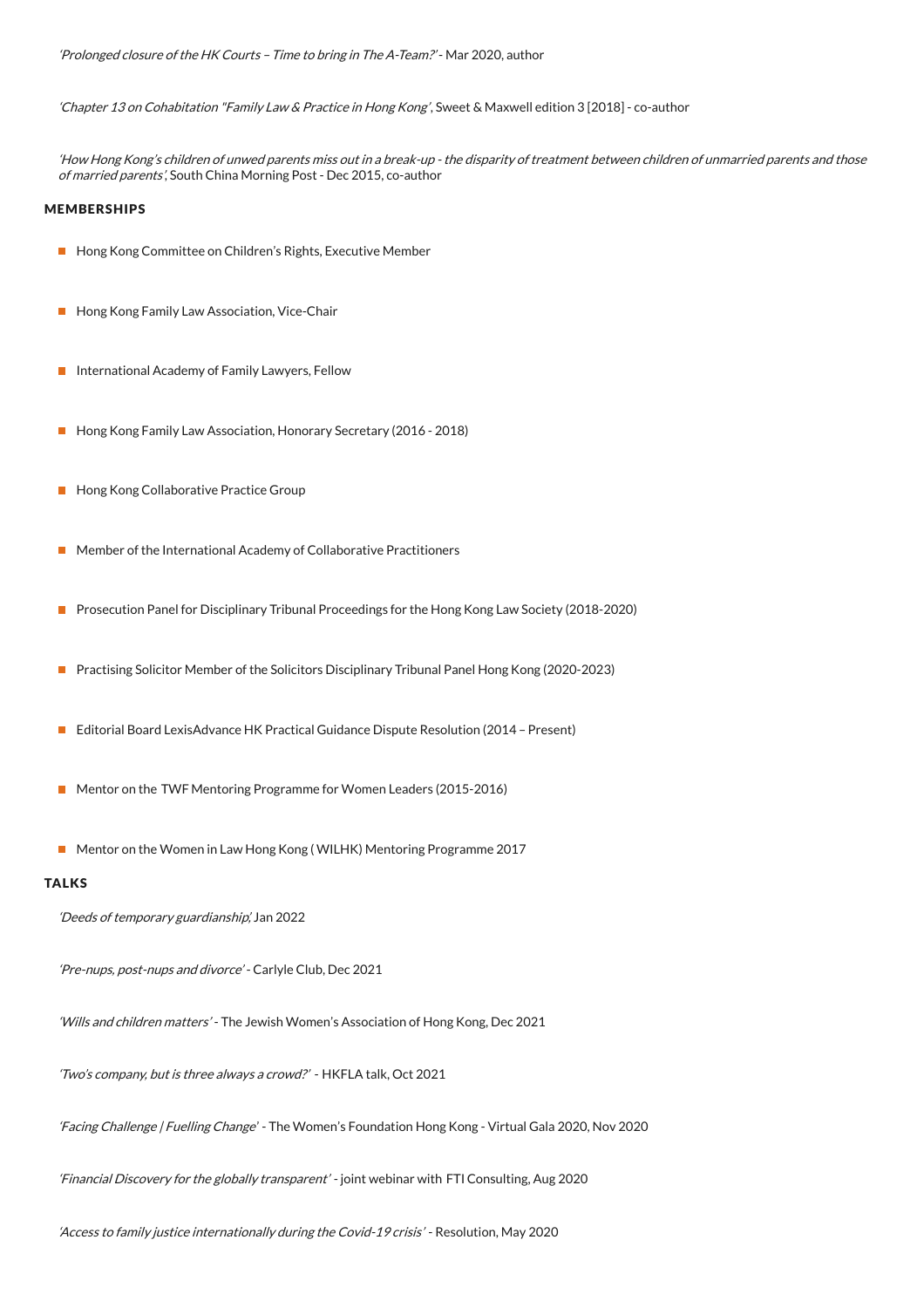*'Prolonged closure of the HK Courts – Time to bring in The A-Team?'* - Mar 2020, author

*'Chapter 13 on Cohabitation "Family Law & Practice in Hong Kong'*, Sweet & Maxwell edition 3 [2018] - co-author

*'How Hong Kong's children of unwed parents miss out in a break-up - the disparity of treatment between children of unmarried parents and those of married parents'*, South China Morning Post - Dec 2015, co-author

## MEMBERSHIPS

- Hong Kong Committee on Children's Rights, Executive Member
- Hong Kong Family Law Association, Vice-Chair
- International Academy of Family Lawyers, Fellow
- Hong Kong Family Law Association, Honorary Secretary (2016 - 2018)
- Hong Kong Collaborative Practice Group
- Member of the International Academy of Collaborative Practitioners
- Prosecution Panel for Disciplinary Tribunal Proceedings for the Hong Kong Law Society (2018-2020)
- Practising Solicitor Member of the Solicitors Disciplinary Tribunal Panel Hong Kong (2020-2023)
- Editorial Board LexisAdvance HK Practical Guidance Dispute Resolution (2014 – Present)
- Mentor on the TWF Mentoring Programme for Women Leaders (2015-2016)
- Mentor on the Women in Law Hong Kong ( WILHK) Mentoring Programme 2017

## TALKS

*'Deeds of temporary guardianship',* Jan 2022

*'Pre-nups, post-nups and divorce'* - Carlyle Club, Dec 2021

*'Wills and children matters'* - The Jewish Women's Association of Hong Kong, Dec 2021

*'Two's company, but is three always a crowd?'* - HKFLA talk, Oct 2021

*'Facing Challenge | Fuelling Change'* - The Women's Foundation Hong Kong - Virtual Gala 2020, Nov 2020

*'Financial Discovery for the globally transparent'* - joint webinar with FTI Consulting, Aug 2020

*'Access to family justice internationally during the Covid-19 crisis'* - Resolution, May 2020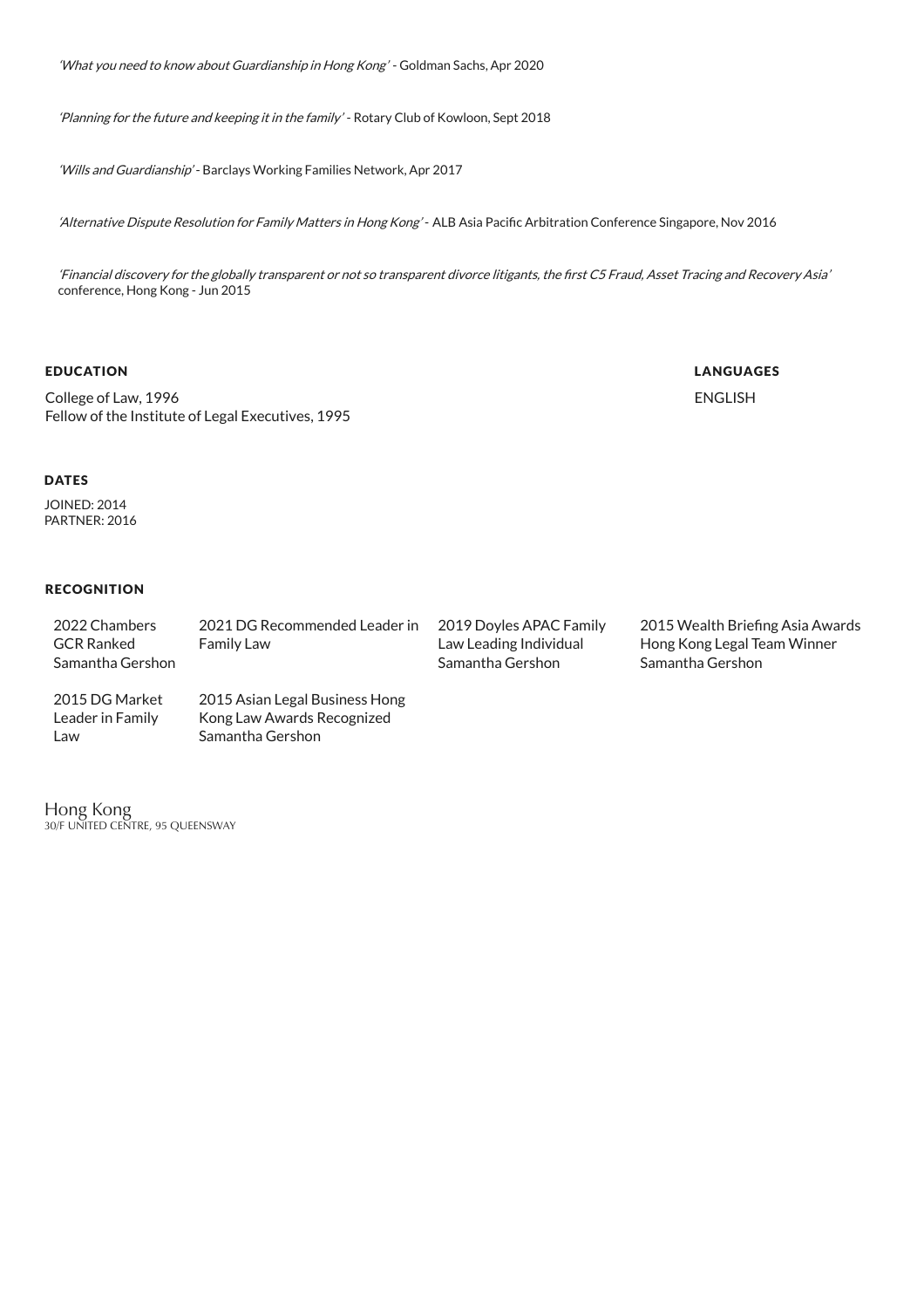*'What you need to know about Guardianship in Hong Kong'* - Goldman Sachs, Apr 2020

*'Planning for the future and keeping it in the family'* - Rotary Club of Kowloon, Sept 2018

*'Wills and Guardianship'* - Barclays Working Families Network, Apr 2017

*'Alternative Dispute Resolution for Family Matters in Hong Kong'* - ALB Asia Pacific Arbitration Conference Singapore, Nov 2016

*'Financial discovery for the globally transparent or not so transparent divorce litigants, the first C5 Fraud, Asset Tracing and Recovery Asia'* conference, Hong Kong - Jun 2015

## EDUCATION

College of Law, 1996
Fellow of the Institute of Legal Executives, 1995

## LANGUAGES

ENGLISH

## DATES

JOINED: 2014
PARTNER: 2016

## RECOGNITION

| | | | |
|---|---|---|---|
| 2022 Chambers GCR Ranked Samantha Gershon | 2021 DG Recommended Leader in Family Law | 2019 Doyles APAC Family Law Leading Individual Samantha Gershon | 2015 Wealth Briefing Asia Awards Hong Kong Legal Team Winner Samantha Gershon |
| 2015 DG Market Leader in Family Law | 2015 Asian Legal Business Hong Kong Law Awards Recognized Samantha Gershon | | |

Hong Kong
30/F UNITED CENTRE, 95 QUEENSWAY